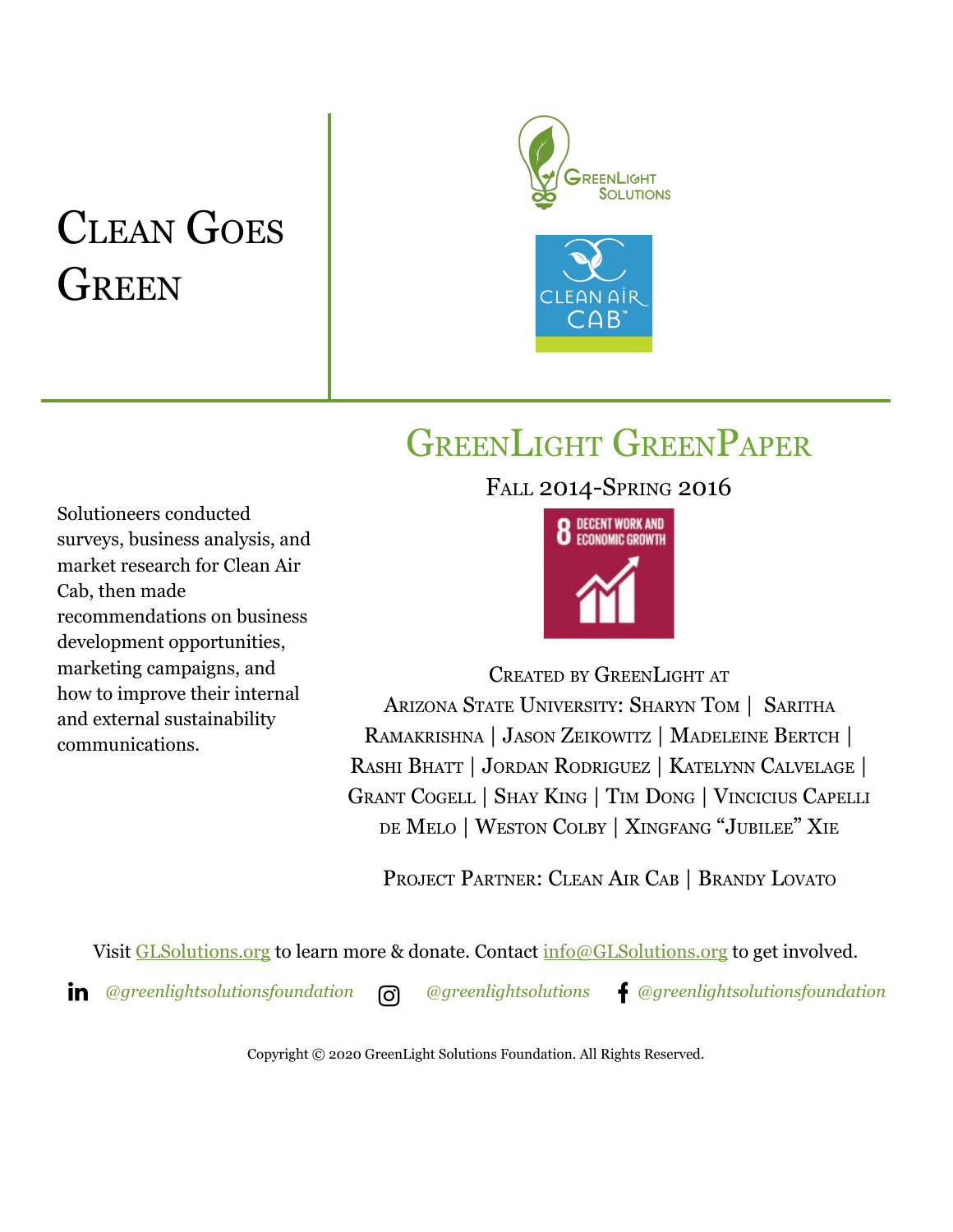# Clean Goes Green

## GreenLight GreenPaper

Fall 2014-Spring 2016

8 DECENT WORK AND ECONOMIC GROWTH

Solutioneers conducted surveys, business analysis, and market research for Clean Air Cab, then made recommendations on business development opportunities, marketing campaigns, and how to improve their internal and external sustainability communications.

Created by GreenLight at Arizona State University: Sharyn Tom | Saritha Ramakrishna | Jason Zeikowitz | Madeleine Bertch | Rashi Bhatt | Jordan Rodriguez | Katelynn Calvelage | Grant Cogell | Shay King | Tim Dong | Vincicius Capelli de Melo | Weston Colby | Xingfang "Jubilee" Xie

Project Partner: Clean Air Cab | Brandy Lovato

Visit GLSolutions.org to learn more & donate. Contact info@GLSolutions.org to get involved.

*@greenlightsolutionsfoundation* *@greenlightsolutions* *@greenlightsolutionsfoundation*

Copyright © 2020 GreenLight Solutions Foundation. All Rights Reserved.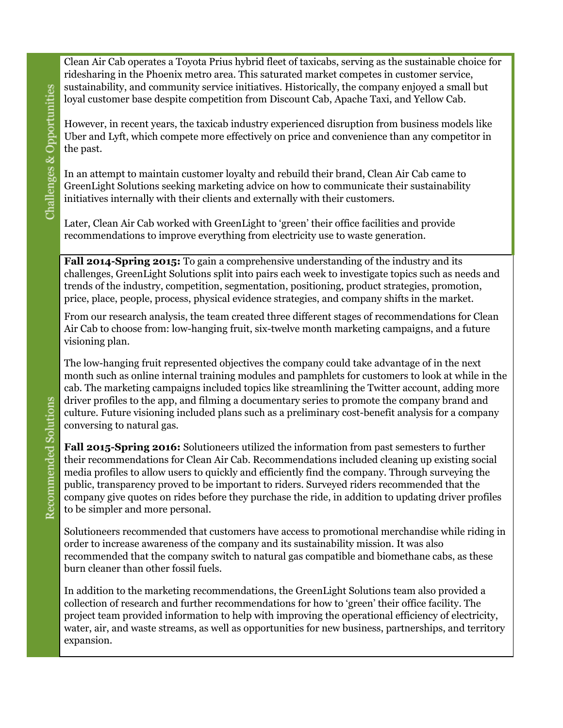## Challenges & Opportunities

Clean Air Cab operates a Toyota Prius hybrid fleet of taxicabs, serving as the sustainable choice for ridesharing in the Phoenix metro area. This saturated market competes in customer service, sustainability, and community service initiatives. Historically, the company enjoyed a small but loyal customer base despite competition from Discount Cab, Apache Taxi, and Yellow Cab.

However, in recent years, the taxicab industry experienced disruption from business models like Uber and Lyft, which compete more effectively on price and convenience than any competitor in the past.

In an attempt to maintain customer loyalty and rebuild their brand, Clean Air Cab came to GreenLight Solutions seeking marketing advice on how to communicate their sustainability initiatives internally with their clients and externally with their customers.

Later, Clean Air Cab worked with GreenLight to 'green' their office facilities and provide recommendations to improve everything from electricity use to waste generation.

## Recommended Solutions

**Fall 2014-Spring 2015:** To gain a comprehensive understanding of the industry and its challenges, GreenLight Solutions split into pairs each week to investigate topics such as needs and trends of the industry, competition, segmentation, positioning, product strategies, promotion, price, place, people, process, physical evidence strategies, and company shifts in the market.

From our research analysis, the team created three different stages of recommendations for Clean Air Cab to choose from: low-hanging fruit, six-twelve month marketing campaigns, and a future visioning plan.

The low-hanging fruit represented objectives the company could take advantage of in the next month such as online internal training modules and pamphlets for customers to look at while in the cab. The marketing campaigns included topics like streamlining the Twitter account, adding more driver profiles to the app, and filming a documentary series to promote the company brand and culture. Future visioning included plans such as a preliminary cost-benefit analysis for a company conversing to natural gas.

**Fall 2015-Spring 2016:** Solutioneers utilized the information from past semesters to further their recommendations for Clean Air Cab. Recommendations included cleaning up existing social media profiles to allow users to quickly and efficiently find the company. Through surveying the public, transparency proved to be important to riders. Surveyed riders recommended that the company give quotes on rides before they purchase the ride, in addition to updating driver profiles to be simpler and more personal.

Solutioneers recommended that customers have access to promotional merchandise while riding in order to increase awareness of the company and its sustainability mission. It was also recommended that the company switch to natural gas compatible and biomethane cabs, as these burn cleaner than other fossil fuels.

In addition to the marketing recommendations, the GreenLight Solutions team also provided a collection of research and further recommendations for how to 'green' their office facility. The project team provided information to help with improving the operational efficiency of electricity, water, air, and waste streams, as well as opportunities for new business, partnerships, and territory expansion.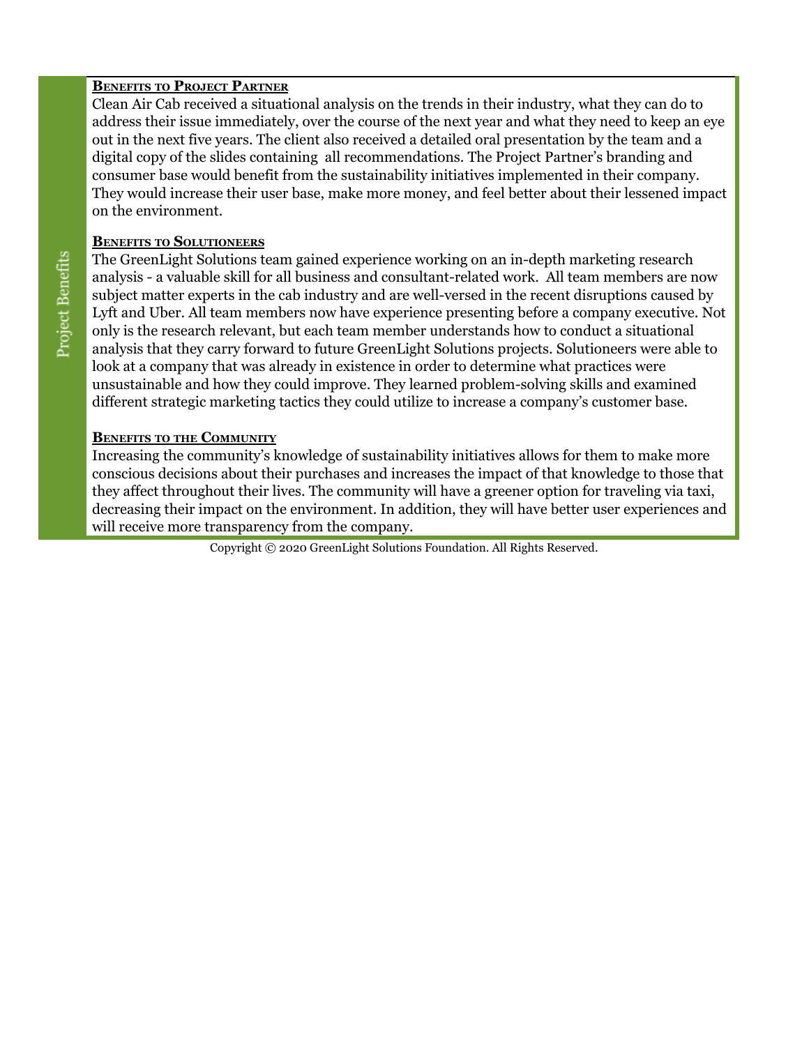## Project Benefits

### Benefits to Project Partner

Clean Air Cab received a situational analysis on the trends in their industry, what they can do to address their issue immediately, over the course of the next year and what they need to keep an eye out in the next five years. The client also received a detailed oral presentation by the team and a digital copy of the slides containing all recommendations. The Project Partner's branding and consumer base would benefit from the sustainability initiatives implemented in their company. They would increase their user base, make more money, and feel better about their lessened impact on the environment.

### Benefits to Solutioneers

The GreenLight Solutions team gained experience working on an in-depth marketing research analysis - a valuable skill for all business and consultant-related work. All team members are now subject matter experts in the cab industry and are well-versed in the recent disruptions caused by Lyft and Uber. All team members now have experience presenting before a company executive. Not only is the research relevant, but each team member understands how to conduct a situational analysis that they carry forward to future GreenLight Solutions projects. Solutioneers were able to look at a company that was already in existence in order to determine what practices were unsustainable and how they could improve. They learned problem-solving skills and examined different strategic marketing tactics they could utilize to increase a company's customer base.

### Benefits to the Community

Increasing the community's knowledge of sustainability initiatives allows for them to make more conscious decisions about their purchases and increases the impact of that knowledge to those that they affect throughout their lives. The community will have a greener option for traveling via taxi, decreasing their impact on the environment. In addition, they will have better user experiences and will receive more transparency from the company.

Copyright © 2020 GreenLight Solutions Foundation. All Rights Reserved.